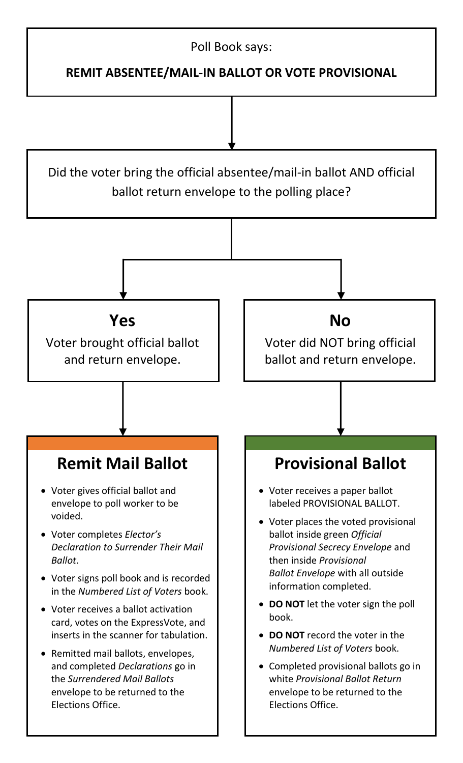Poll Book says:

**REMIT ABSENTEE/MAIL-IN BALLOT OR VOTE PROVISIONAL**

Did the voter bring the official absentee/mail-in ballot AND official ballot return envelope to the polling place?

## Yes

Voter brought official ballot and return envelope.

## Remit Mail Ballot

- Voter gives official ballot and envelope to poll worker to be voided.
- Voter completes *Elector's Declaration to Surrender Their Mail Ballot*.
- Voter signs poll book and is recorded in the *Numbered List of Voters* book.
- Voter receives a ballot activation card, votes on the ExpressVote, and inserts in the scanner for tabulation.
- Remitted mail ballots, envelopes, and completed *Declarations* go in the *Surrendered Mail Ballots* envelope to be returned to the Elections Office.

## No

Voter did NOT bring official ballot and return envelope.

## Provisional Ballot

- Voter receives a paper ballot labeled PROVISIONAL BALLOT.
- Voter places the voted provisional ballot inside green *Official Provisional Secrecy Envelope* and then inside *Provisional Ballot Envelope* with all outside information completed.
- **DO NOT** let the voter sign the poll book.
- **DO NOT** record the voter in the *Numbered List of Voters* book.
- Completed provisional ballots go in white *Provisional Ballot Return* envelope to be returned to the Elections Office.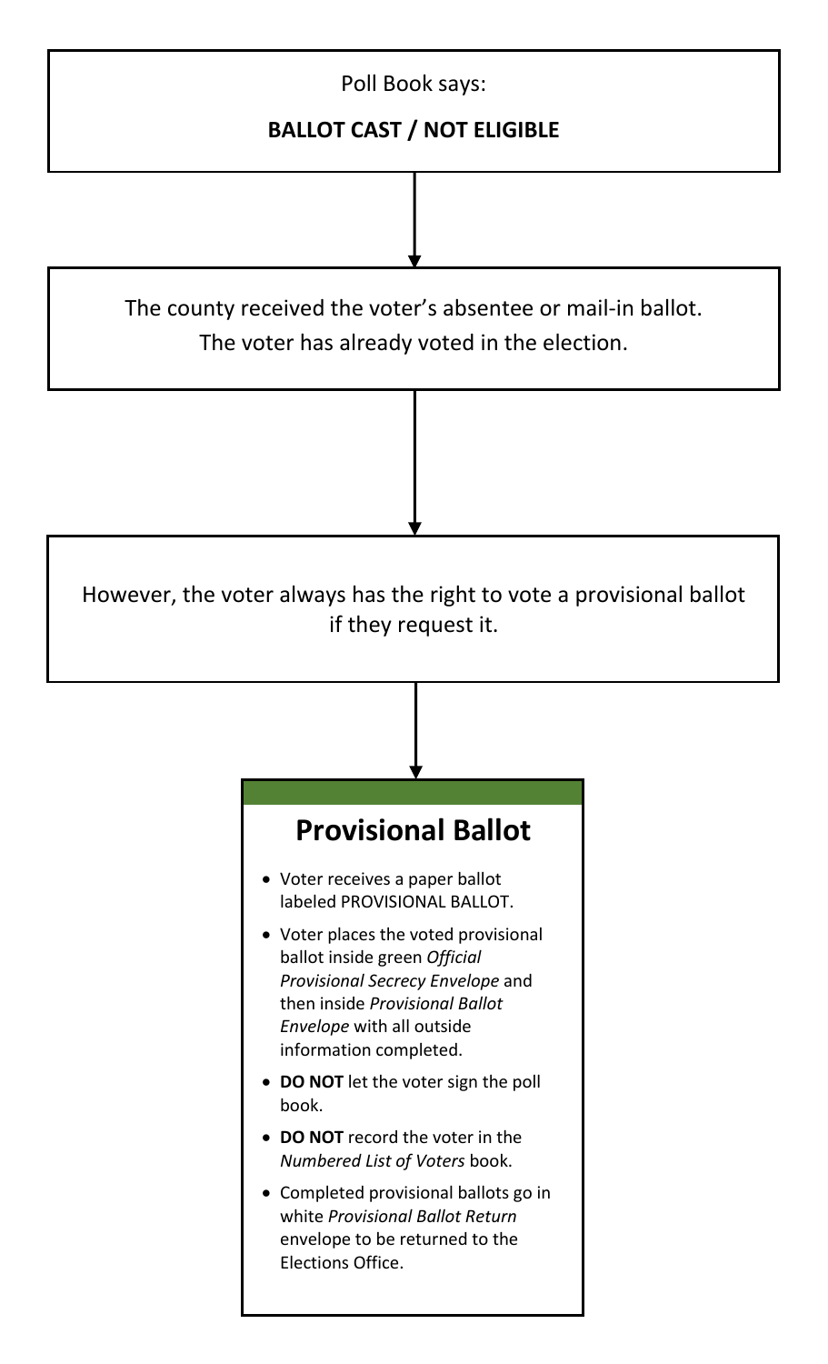Poll Book says:

**BALLOT CAST / NOT ELIGIBLE**

The county received the voter's absentee or mail-in ballot.
The voter has already voted in the election.

However, the voter always has the right to vote a provisional ballot if they request it.

## Provisional Ballot

- Voter receives a paper ballot labeled PROVISIONAL BALLOT.
- Voter places the voted provisional ballot inside green *Official Provisional Secrecy Envelope* and then inside *Provisional Ballot Envelope* with all outside information completed.
- **DO NOT** let the voter sign the poll book.
- **DO NOT** record the voter in the *Numbered List of Voters* book.
- Completed provisional ballots go in white *Provisional Ballot Return* envelope to be returned to the Elections Office.